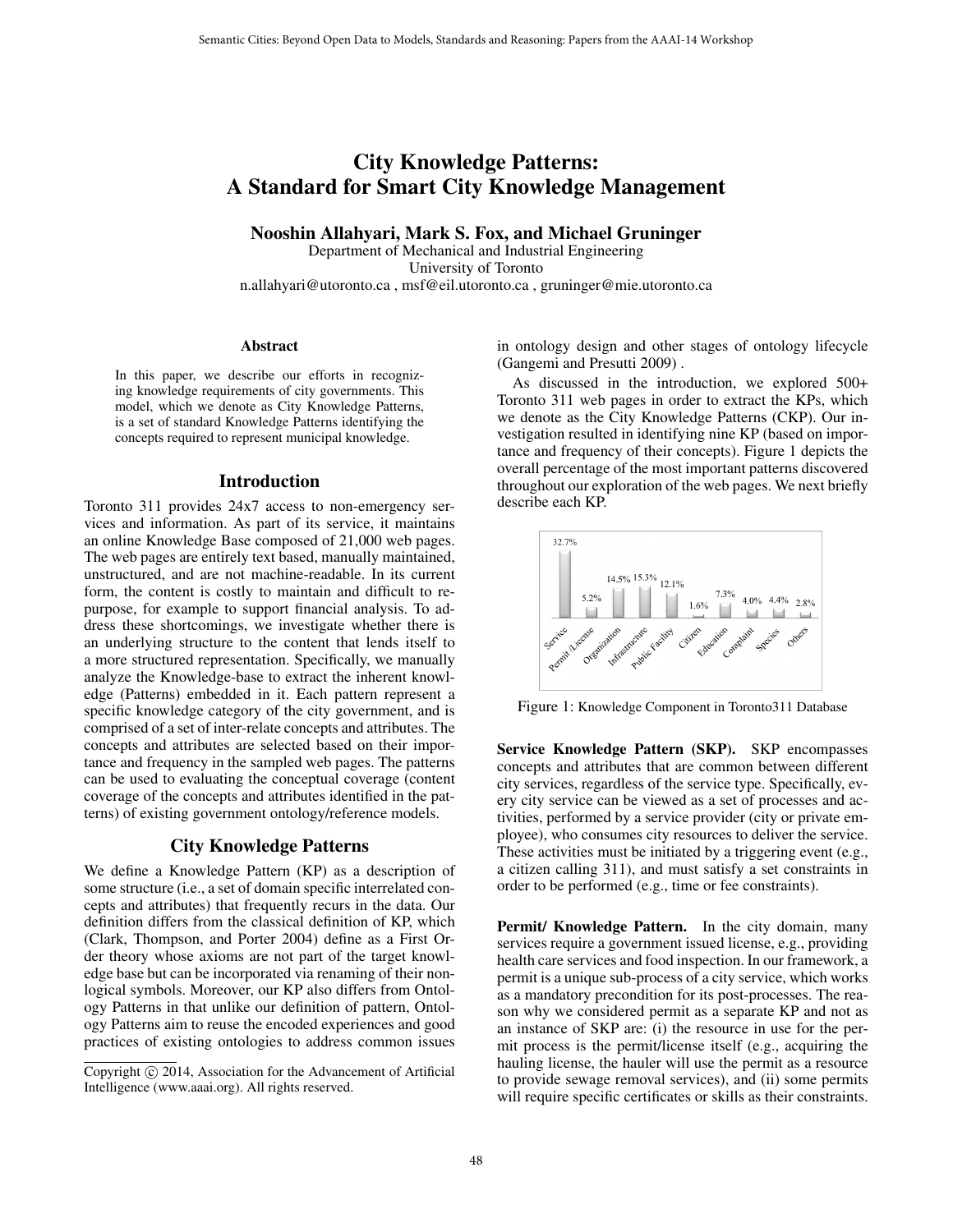# City Knowledge Patterns: A Standard for Smart City Knowledge Management

**Nooshin Allahyari, Mark S. Fox, and Michael Gruninger**
Department of Mechanical and Industrial Engineering
University of Toronto
n.allahyari@utoronto.ca , msf@eil.utoronto.ca , gruninger@mie.utoronto.ca

### Abstract

In this paper, we describe our efforts in recognizing knowledge requirements of city governments. This model, which we denote as City Knowledge Patterns, is a set of standard Knowledge Patterns identifying the concepts required to represent municipal knowledge.

## Introduction

Toronto 311 provides 24x7 access to non-emergency services and information. As part of its service, it maintains an online Knowledge Base composed of 21,000 web pages. The web pages are entirely text based, manually maintained, unstructured, and are not machine-readable. In its current form, the content is costly to maintain and difficult to repurpose, for example to support financial analysis. To address these shortcomings, we investigate whether there is an underlying structure to the content that lends itself to a more structured representation. Specifically, we manually analyze the Knowledge-base to extract the inherent knowledge (Patterns) embedded in it. Each pattern represent a specific knowledge category of the city government, and is comprised of a set of inter-relate concepts and attributes. The concepts and attributes are selected based on their importance and frequency in the sampled web pages. The patterns can be used to evaluating the conceptual coverage (content coverage of the concepts and attributes identified in the patterns) of existing government ontology/reference models.

## City Knowledge Patterns

We define a Knowledge Pattern (KP) as a description of some structure (i.e., a set of domain specific interrelated concepts and attributes) that frequently recurs in the data. Our definition differs from the classical definition of KP, which (Clark, Thompson, and Porter 2004) define as a First Order theory whose axioms are not part of the target knowledge base but can be incorporated via renaming of their nonlogical symbols. Moreover, our KP also differs from Ontology Patterns in that unlike our definition of pattern, Ontology Patterns aim to reuse the encoded experiences and good practices of existing ontologies to address common issues in ontology design and other stages of ontology lifecycle (Gangemi and Presutti 2009) .

As discussed in the introduction, we explored 500+ Toronto 311 web pages in order to extract the KPs, which we denote as the City Knowledge Patterns (CKP). Our investigation resulted in identifying nine KP (based on importance and frequency of their concepts). Figure 1 depicts the overall percentage of the most important patterns discovered throughout our exploration of the web pages. We next briefly describe each KP.

| Service | Permit /License | Organization | Infrastructure | Public Facility | Citizen | Education | Complaint | Species | Others |
|---|---|---|---|---|---|---|---|---|---|
| 32.7% | 5.2% | 14.5% | 15.3% | 12.1% | 1.6% | 7.3% | 4.0% | 4.4% | 2.8% |

Figure 1: Knowledge Component in Toronto311 Database

**Service Knowledge Pattern (SKP).** SKP encompasses concepts and attributes that are common between different city services, regardless of the service type. Specifically, every city service can be viewed as a set of processes and activities, performed by a service provider (city or private employee), who consumes city resources to deliver the service. These activities must be initiated by a triggering event (e.g., a citizen calling 311), and must satisfy a set constraints in order to be performed (e.g., time or fee constraints).

**Permit/ Knowledge Pattern.** In the city domain, many services require a government issued license, e.g., providing health care services and food inspection. In our framework, a permit is a unique sub-process of a city service, which works as a mandatory precondition for its post-processes. The reason why we considered permit as a separate KP and not as an instance of SKP are: (i) the resource in use for the permit process is the permit/license itself (e.g., acquiring the hauling license, the hauler will use the permit as a resource to provide sewage removal services), and (ii) some permits will require specific certificates or skills as their constraints.

Copyright © 2014, Association for the Advancement of Artificial Intelligence (www.aaai.org). All rights reserved.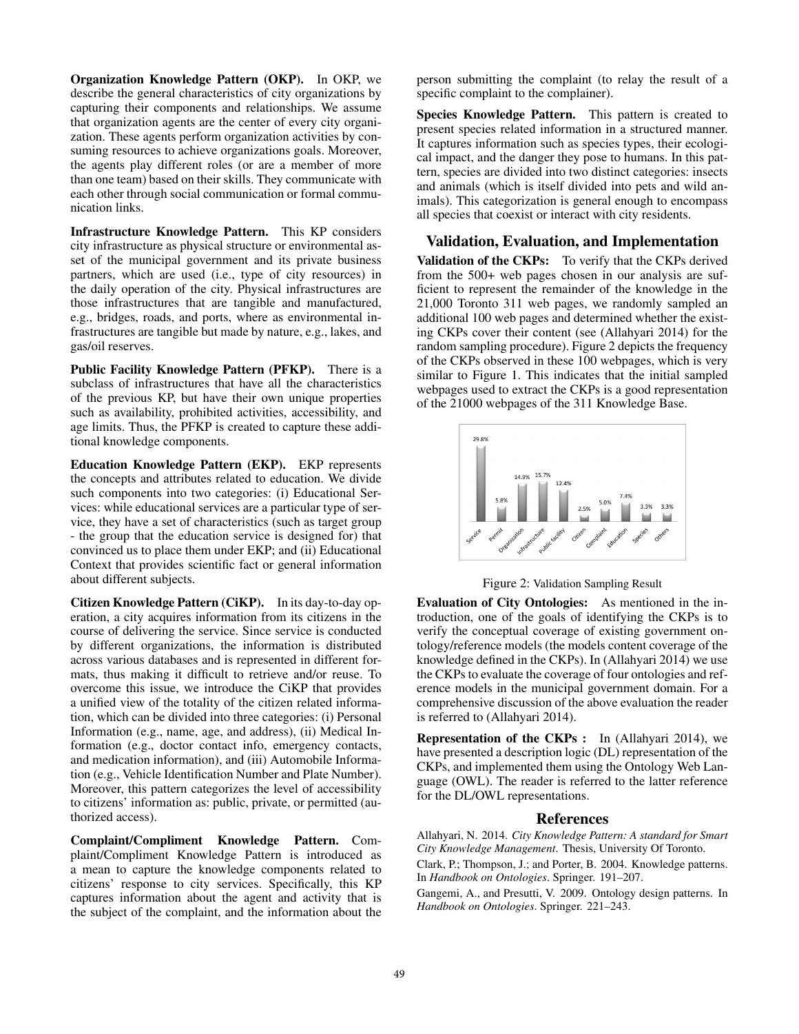**Organization Knowledge Pattern (OKP).** In OKP, we describe the general characteristics of city organizations by capturing their components and relationships. We assume that organization agents are the center of every city organization. These agents perform organization activities by consuming resources to achieve organizations goals. Moreover, the agents play different roles (or are a member of more than one team) based on their skills. They communicate with each other through social communication or formal communication links.

**Infrastructure Knowledge Pattern.** This KP considers city infrastructure as physical structure or environmental asset of the municipal government and its private business partners, which are used (i.e., type of city resources) in the daily operation of the city. Physical infrastructures are those infrastructures that are tangible and manufactured, e.g., bridges, roads, and ports, where as environmental infrastructures are tangible but made by nature, e.g., lakes, and gas/oil reserves.

**Public Facility Knowledge Pattern (PFKP).** There is a subclass of infrastructures that have all the characteristics of the previous KP, but have their own unique properties such as availability, prohibited activities, accessibility, and age limits. Thus, the PFKP is created to capture these additional knowledge components.

**Education Knowledge Pattern (EKP).** EKP represents the concepts and attributes related to education. We divide such components into two categories: (i) Educational Services: while educational services are a particular type of service, they have a set of characteristics (such as target group - the group that the education service is designed for) that convinced us to place them under EKP; and (ii) Educational Context that provides scientific fact or general information about different subjects.

**Citizen Knowledge Pattern (CiKP).** In its day-to-day operation, a city acquires information from its citizens in the course of delivering the service. Since service is conducted by different organizations, the information is distributed across various databases and is represented in different formats, thus making it difficult to retrieve and/or reuse. To overcome this issue, we introduce the CiKP that provides a unified view of the totality of the citizen related information, which can be divided into three categories: (i) Personal Information (e.g., name, age, and address), (ii) Medical Information (e.g., doctor contact info, emergency contacts, and medication information), and (iii) Automobile Information (e.g., Vehicle Identification Number and Plate Number). Moreover, this pattern categorizes the level of accessibility to citizens' information as: public, private, or permitted (authorized access).

**Complaint/Compliment Knowledge Pattern.** Complaint/Compliment Knowledge Pattern is introduced as a mean to capture the knowledge components related to citizens' response to city services. Specifically, this KP captures information about the agent and activity that is the subject of the complaint, and the information about the person submitting the complaint (to relay the result of a specific complaint to the complainer).

**Species Knowledge Pattern.** This pattern is created to present species related information in a structured manner. It captures information such as species types, their ecological impact, and the danger they pose to humans. In this pattern, species are divided into two distinct categories: insects and animals (which is itself divided into pets and wild animals). This categorization is general enough to encompass all species that coexist or interact with city residents.

## Validation, Evaluation, and Implementation

**Validation of the CKPs:** To verify that the CKPs derived from the 500+ web pages chosen in our analysis are sufficient to represent the remainder of the knowledge in the 21,000 Toronto 311 web pages, we randomly sampled an additional 100 web pages and determined whether the existing CKPs cover their content (see (Allahyari 2014) for the random sampling procedure). Figure 2 depicts the frequency of the CKPs observed in these 100 webpages, which is very similar to Figure 1. This indicates that the initial sampled webpages used to extract the CKPs is a good representation of the 21000 webpages of the 311 Knowledge Base.

29.8%
5.8%
14.9%
15.7%
12.4%
2.5%
5.0%
7.4%
3.3%
3.3%

Service
Permit
Organization
Infrastructure
Public facility
Citizen
Complaint
Education
Species
Others

Figure 2: Validation Sampling Result

**Evaluation of City Ontologies:** As mentioned in the introduction, one of the goals of identifying the CKPs is to verify the conceptual coverage of existing government ontology/reference models (the models content coverage of the knowledge defined in the CKPs). In (Allahyari 2014) we use the CKPs to evaluate the coverage of four ontologies and reference models in the municipal government domain. For a comprehensive discussion of the above evaluation the reader is referred to (Allahyari 2014).

**Representation of the CKPs :** In (Allahyari 2014), we have presented a description logic (DL) representation of the CKPs, and implemented them using the Ontology Web Language (OWL). The reader is referred to the latter reference for the DL/OWL representations.

## References

Allahyari, N. 2014. *City Knowledge Pattern: A standard for Smart City Knowledge Management*. Thesis, University Of Toronto.

Clark, P.; Thompson, J.; and Porter, B. 2004. Knowledge patterns. In *Handbook on Ontologies*. Springer. 191–207.

Gangemi, A., and Presutti, V. 2009. Ontology design patterns. In *Handbook on Ontologies*. Springer. 221–243.